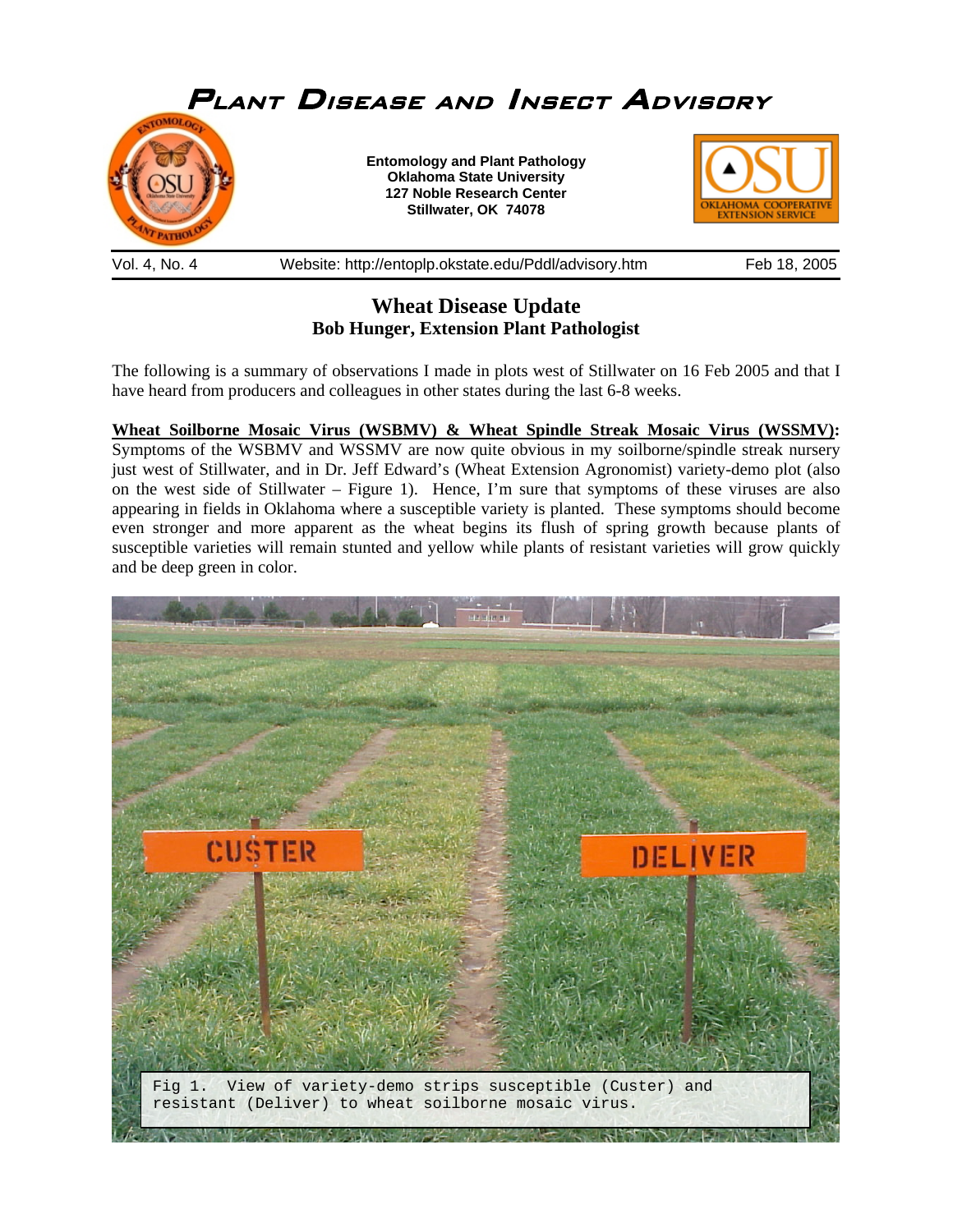# Plant Disease and Insect Advisory

**Entomology and Plant Pathology**
**Oklahoma State University**
**127 Noble Research Center**
**Stillwater, OK 74078**

Vol. 4, No. 4 Website: http://entoplp.okstate.edu/Pddl/advisory.htm Feb 18, 2005

## Wheat Disease Update

**Bob Hunger, Extension Plant Pathologist**

The following is a summary of observations I made in plots west of Stillwater on 16 Feb 2005 and that I have heard from producers and colleagues in other states during the last 6-8 weeks.

**Wheat Soilborne Mosaic Virus (WSBMV) & Wheat Spindle Streak Mosaic Virus (WSSMV):** Symptoms of the WSBMV and WSSMV are now quite obvious in my soilborne/spindle streak nursery just west of Stillwater, and in Dr. Jeff Edward's (Wheat Extension Agronomist) variety-demo plot (also on the west side of Stillwater – Figure 1). Hence, I'm sure that symptoms of these viruses are also appearing in fields in Oklahoma where a susceptible variety is planted. These symptoms should become even stronger and more apparent as the wheat begins its flush of spring growth because plants of susceptible varieties will remain stunted and yellow while plants of resistant varieties will grow quickly and be deep green in color.

Fig 1. View of variety-demo strips susceptible (Custer) and resistant (Deliver) to wheat soilborne mosaic virus.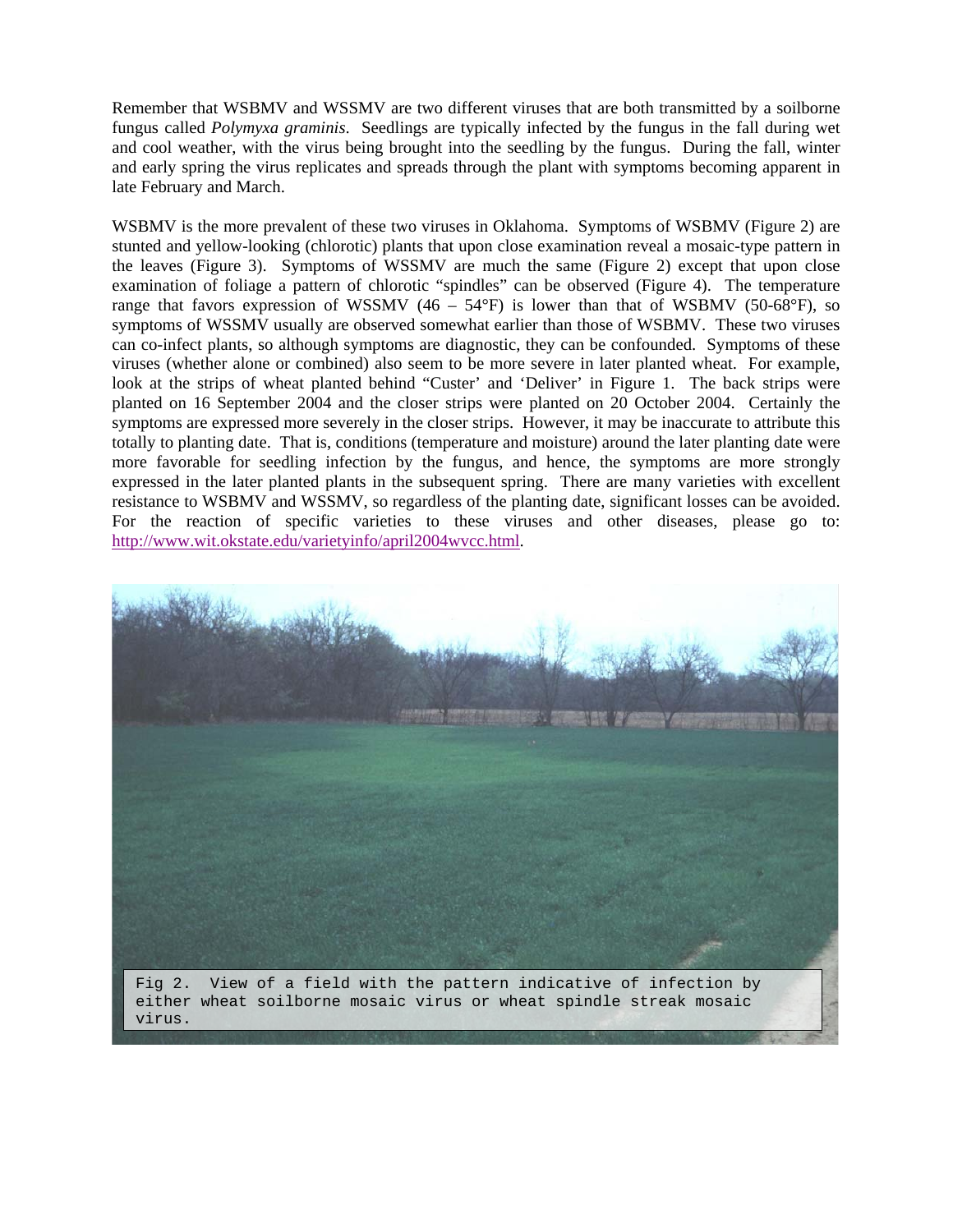Remember that WSBMV and WSSMV are two different viruses that are both transmitted by a soilborne fungus called *Polymyxa graminis*. Seedlings are typically infected by the fungus in the fall during wet and cool weather, with the virus being brought into the seedling by the fungus. During the fall, winter and early spring the virus replicates and spreads through the plant with symptoms becoming apparent in late February and March.

WSBMV is the more prevalent of these two viruses in Oklahoma. Symptoms of WSBMV (Figure 2) are stunted and yellow-looking (chlorotic) plants that upon close examination reveal a mosaic-type pattern in the leaves (Figure 3). Symptoms of WSSMV are much the same (Figure 2) except that upon close examination of foliage a pattern of chlorotic "spindles" can be observed (Figure 4). The temperature range that favors expression of WSSMV (46 – 54°F) is lower than that of WSBMV (50-68°F), so symptoms of WSSMV usually are observed somewhat earlier than those of WSBMV. These two viruses can co-infect plants, so although symptoms are diagnostic, they can be confounded. Symptoms of these viruses (whether alone or combined) also seem to be more severe in later planted wheat. For example, look at the strips of wheat planted behind "Custer' and 'Deliver' in Figure 1. The back strips were planted on 16 September 2004 and the closer strips were planted on 20 October 2004. Certainly the symptoms are expressed more severely in the closer strips. However, it may be inaccurate to attribute this totally to planting date. That is, conditions (temperature and moisture) around the later planting date were more favorable for seedling infection by the fungus, and hence, the symptoms are more strongly expressed in the later planted plants in the subsequent spring. There are many varieties with excellent resistance to WSBMV and WSSMV, so regardless of the planting date, significant losses can be avoided. For the reaction of specific varieties to these viruses and other diseases, please go to: http://www.wit.okstate.edu/varietyinfo/april2004wvcc.html.

Fig 2. View of a field with the pattern indicative of infection by either wheat soilborne mosaic virus or wheat spindle streak mosaic virus.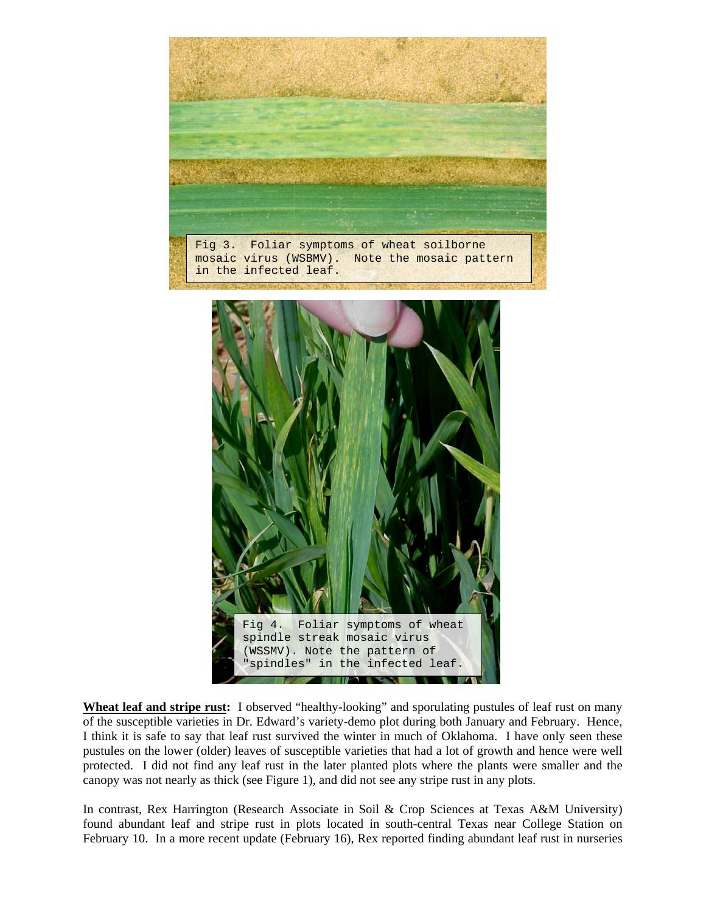Fig 3. Foliar symptoms of wheat soilborne mosaic virus (WSBMV). Note the mosaic pattern in the infected leaf.

Fig 4. Foliar symptoms of wheat spindle streak mosaic virus (WSSMV). Note the pattern of "spindles" in the infected leaf.

**Wheat leaf and stripe rust:** I observed "healthy-looking" and sporulating pustules of leaf rust on many of the susceptible varieties in Dr. Edward's variety-demo plot during both January and February. Hence, I think it is safe to say that leaf rust survived the winter in much of Oklahoma. I have only seen these pustules on the lower (older) leaves of susceptible varieties that had a lot of growth and hence were well protected. I did not find any leaf rust in the later planted plots where the plants were smaller and the canopy was not nearly as thick (see Figure 1), and did not see any stripe rust in any plots.

In contrast, Rex Harrington (Research Associate in Soil & Crop Sciences at Texas A&M University) found abundant leaf and stripe rust in plots located in south-central Texas near College Station on February 10. In a more recent update (February 16), Rex reported finding abundant leaf rust in nurseries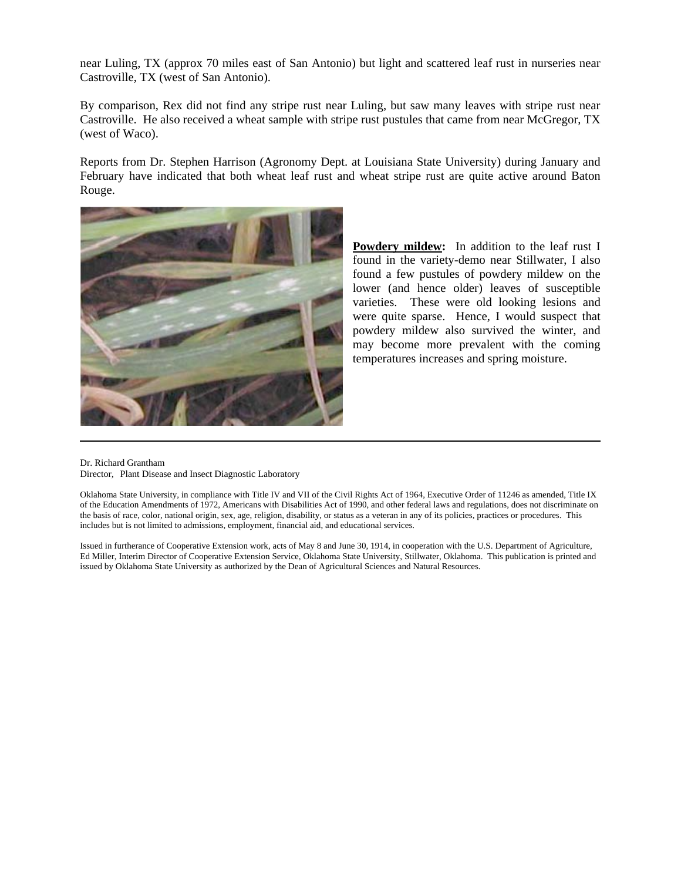near Luling, TX (approx 70 miles east of San Antonio) but light and scattered leaf rust in nurseries near Castroville, TX (west of San Antonio).

By comparison, Rex did not find any stripe rust near Luling, but saw many leaves with stripe rust near Castroville. He also received a wheat sample with stripe rust pustules that came from near McGregor, TX (west of Waco).

Reports from Dr. Stephen Harrison (Agronomy Dept. at Louisiana State University) during January and February have indicated that both wheat leaf rust and wheat stripe rust are quite active around Baton Rouge.

**Powdery mildew:** In addition to the leaf rust I found in the variety-demo near Stillwater, I also found a few pustules of powdery mildew on the lower (and hence older) leaves of susceptible varieties. These were old looking lesions and were quite sparse. Hence, I would suspect that powdery mildew also survived the winter, and may become more prevalent with the coming temperatures increases and spring moisture.

---

Dr. Richard Grantham
Director, Plant Disease and Insect Diagnostic Laboratory

Oklahoma State University, in compliance with Title IV and VII of the Civil Rights Act of 1964, Executive Order of 11246 as amended, Title IX of the Education Amendments of 1972, Americans with Disabilities Act of 1990, and other federal laws and regulations, does not discriminate on the basis of race, color, national origin, sex, age, religion, disability, or status as a veteran in any of its policies, practices or procedures. This includes but is not limited to admissions, employment, financial aid, and educational services.

Issued in furtherance of Cooperative Extension work, acts of May 8 and June 30, 1914, in cooperation with the U.S. Department of Agriculture, Ed Miller, Interim Director of Cooperative Extension Service, Oklahoma State University, Stillwater, Oklahoma. This publication is printed and issued by Oklahoma State University as authorized by the Dean of Agricultural Sciences and Natural Resources.